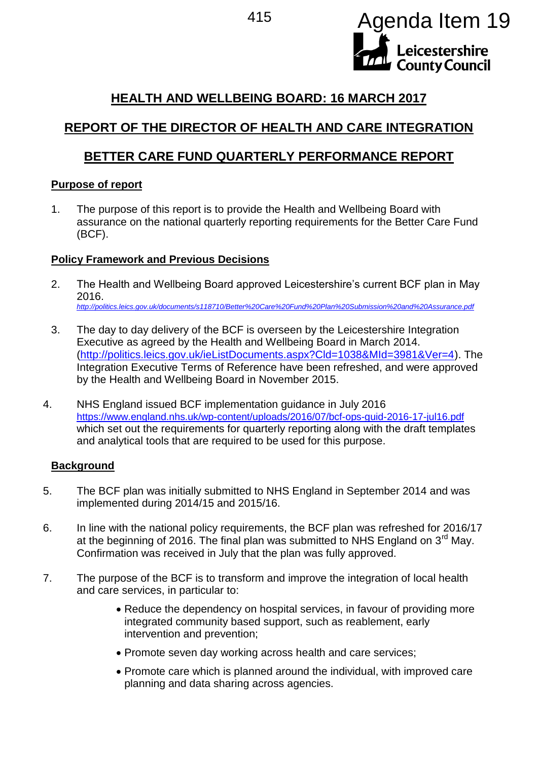Agenda Item 19

**Leicestershire County Council**

# HEALTH AND WELLBEING BOARD: 16 MARCH 2017

# REPORT OF THE DIRECTOR OF HEALTH AND CARE INTEGRATION

# BETTER CARE FUND QUARTERLY PERFORMANCE REPORT

## Purpose of report

1. The purpose of this report is to provide the Health and Wellbeing Board with assurance on the national quarterly reporting requirements for the Better Care Fund (BCF).

## Policy Framework and Previous Decisions

2. The Health and Wellbeing Board approved Leicestershire's current BCF plan in May 2016.
*http://politics.leics.gov.uk/documents/s118710/Better%20Care%20Fund%20Plan%20Submission%20and%20Assurance.pdf*

3. The day to day delivery of the BCF is overseen by the Leicestershire Integration Executive as agreed by the Health and Wellbeing Board in March 2014. (http://politics.leics.gov.uk/ieListDocuments.aspx?CId=1038&MId=3981&Ver=4). The Integration Executive Terms of Reference have been refreshed, and were approved by the Health and Wellbeing Board in November 2015.

4. NHS England issued BCF implementation guidance in July 2016 https://www.england.nhs.uk/wp-content/uploads/2016/07/bcf-ops-guid-2016-17-jul16.pdf which set out the requirements for quarterly reporting along with the draft templates and analytical tools that are required to be used for this purpose.

## Background

5. The BCF plan was initially submitted to NHS England in September 2014 and was implemented during 2014/15 and 2015/16.

6. In line with the national policy requirements, the BCF plan was refreshed for 2016/17 at the beginning of 2016. The final plan was submitted to NHS England on 3rd May. Confirmation was received in July that the plan was fully approved.

7. The purpose of the BCF is to transform and improve the integration of local health and care services, in particular to:

   - Reduce the dependency on hospital services, in favour of providing more integrated community based support, such as reablement, early intervention and prevention;
   - Promote seven day working across health and care services;
   - Promote care which is planned around the individual, with improved care planning and data sharing across agencies.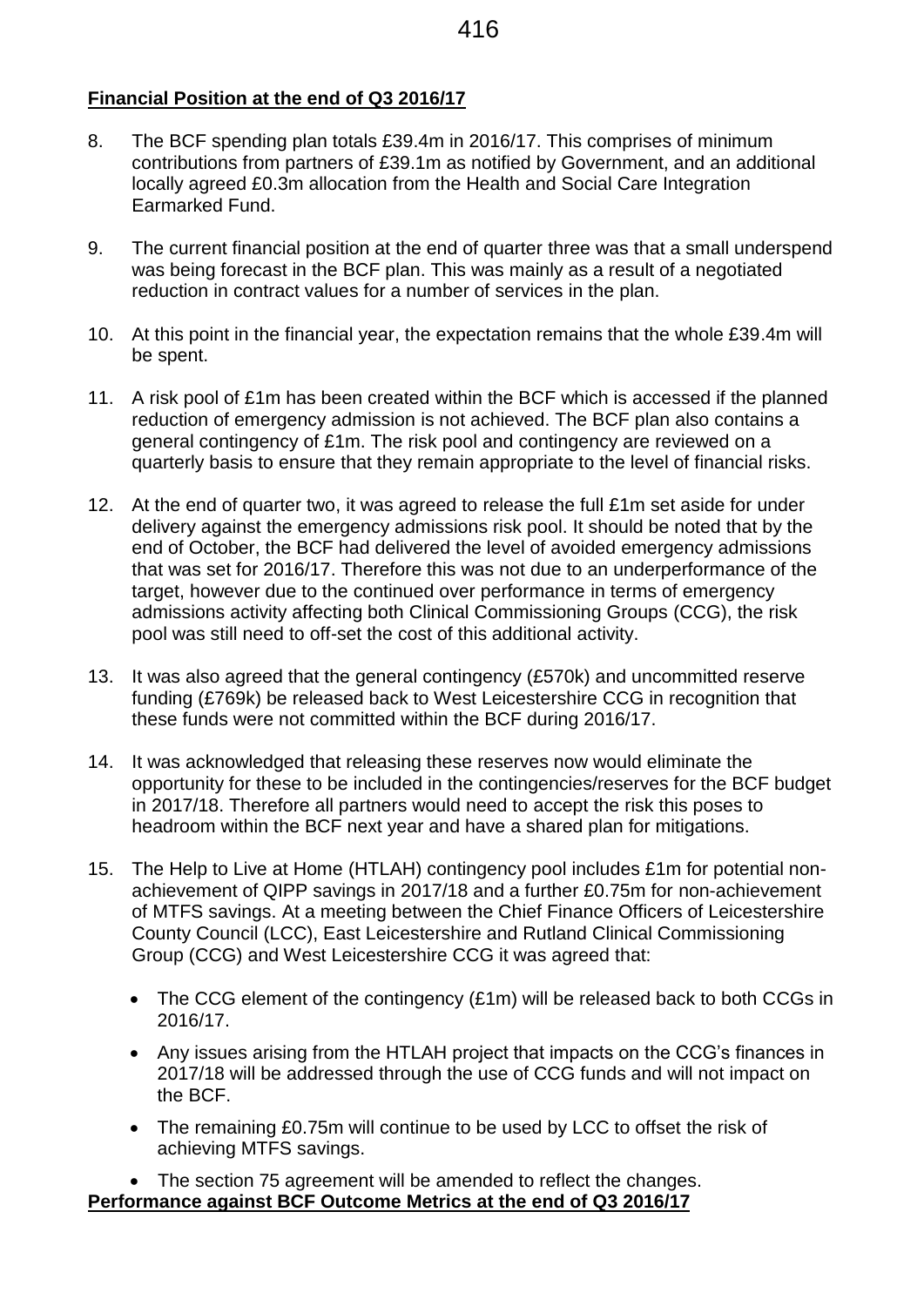**Financial Position at the end of Q3 2016/17**

8. The BCF spending plan totals £39.4m in 2016/17. This comprises of minimum contributions from partners of £39.1m as notified by Government, and an additional locally agreed £0.3m allocation from the Health and Social Care Integration Earmarked Fund.

9. The current financial position at the end of quarter three was that a small underspend was being forecast in the BCF plan. This was mainly as a result of a negotiated reduction in contract values for a number of services in the plan.

10. At this point in the financial year, the expectation remains that the whole £39.4m will be spent.

11. A risk pool of £1m has been created within the BCF which is accessed if the planned reduction of emergency admission is not achieved. The BCF plan also contains a general contingency of £1m. The risk pool and contingency are reviewed on a quarterly basis to ensure that they remain appropriate to the level of financial risks.

12. At the end of quarter two, it was agreed to release the full £1m set aside for under delivery against the emergency admissions risk pool. It should be noted that by the end of October, the BCF had delivered the level of avoided emergency admissions that was set for 2016/17. Therefore this was not due to an underperformance of the target, however due to the continued over performance in terms of emergency admissions activity affecting both Clinical Commissioning Groups (CCG), the risk pool was still need to off-set the cost of this additional activity.

13. It was also agreed that the general contingency (£570k) and uncommitted reserve funding (£769k) be released back to West Leicestershire CCG in recognition that these funds were not committed within the BCF during 2016/17.

14. It was acknowledged that releasing these reserves now would eliminate the opportunity for these to be included in the contingencies/reserves for the BCF budget in 2017/18. Therefore all partners would need to accept the risk this poses to headroom within the BCF next year and have a shared plan for mitigations.

15. The Help to Live at Home (HTLAH) contingency pool includes £1m for potential non-achievement of QIPP savings in 2017/18 and a further £0.75m for non-achievement of MTFS savings. At a meeting between the Chief Finance Officers of Leicestershire County Council (LCC), East Leicestershire and Rutland Clinical Commissioning Group (CCG) and West Leicestershire CCG it was agreed that:

    - The CCG element of the contingency (£1m) will be released back to both CCGs in 2016/17.
    - Any issues arising from the HTLAH project that impacts on the CCG's finances in 2017/18 will be addressed through the use of CCG funds and will not impact on the BCF.
    - The remaining £0.75m will continue to be used by LCC to offset the risk of achieving MTFS savings.
    - The section 75 agreement will be amended to reflect the changes.

**Performance against BCF Outcome Metrics at the end of Q3 2016/17**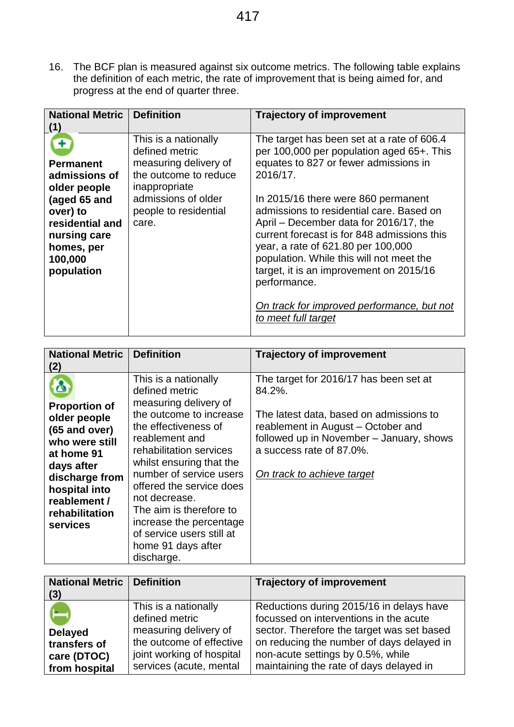16. The BCF plan is measured against six outcome metrics. The following table explains the definition of each metric, the rate of improvement that is being aimed for, and progress at the end of quarter three.

| National Metric (1) | Definition | Trajectory of improvement |
|---|---|---|
| **Permanent admissions of older people (aged 65 and over) to residential and nursing care homes, per 100,000 population** | This is a nationally defined metric measuring delivery of the outcome to reduce inappropriate admissions of older people to residential care. | The target has been set at a rate of 606.4 per 100,000 per population aged 65+. This equates to 827 or fewer admissions in 2016/17.<br><br>In 2015/16 there were 860 permanent admissions to residential care. Based on April – December data for 2016/17, the current forecast is for 848 admissions this year, a rate of 621.80 per 100,000 population. While this will not meet the target, it is an improvement on 2015/16 performance.<br><br>_On track for improved performance, but not to meet full target_ |

| National Metric (2) | Definition | Trajectory of improvement |
|---|---|---|
| **Proportion of older people (65 and over) who were still at home 91 days after discharge from hospital into reablement / rehabilitation services** | This is a nationally defined metric measuring delivery of the outcome to increase the effectiveness of reablement and rehabilitation services whilst ensuring that the number of service users offered the service does not decrease.<br>The aim is therefore to increase the percentage of service users still at home 91 days after discharge. | The target for 2016/17 has been set at 84.2%.<br><br>The latest data, based on admissions to reablement in August – October and followed up in November – January, shows a success rate of 87.0%.<br><br>_On track to achieve target_ |

| National Metric (3) | Definition | Trajectory of improvement |
|---|---|---|
| **Delayed transfers of care (DTOC) from hospital** | This is a nationally defined metric measuring delivery of the outcome of effective joint working of hospital services (acute, mental | Reductions during 2015/16 in delays have focussed on interventions in the acute sector. Therefore the target was set based on reducing the number of days delayed in non-acute settings by 0.5%, while maintaining the rate of days delayed in |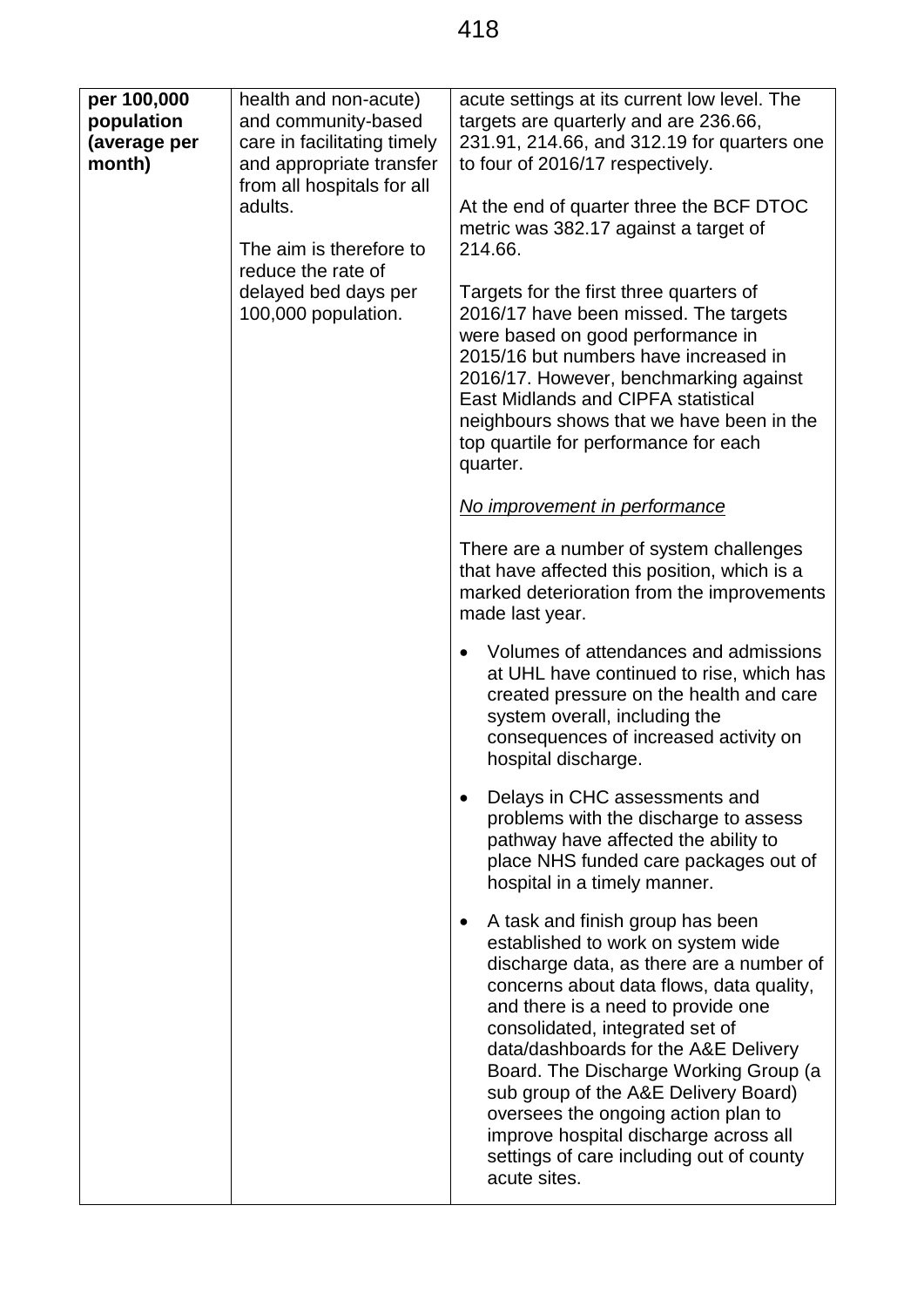| **per 100,000 population (average per month)** | health and non-acute) and community-based care in facilitating timely and appropriate transfer from all hospitals for all adults.<br><br>The aim is therefore to reduce the rate of delayed bed days per 100,000 population. | acute settings at its current low level. The targets are quarterly and are 236.66, 231.91, 214.66, and 312.19 for quarters one to four of 2016/17 respectively.<br><br>At the end of quarter three the BCF DTOC metric was 382.17 against a target of 214.66.<br><br>Targets for the first three quarters of 2016/17 have been missed. The targets were based on good performance in 2015/16 but numbers have increased in 2016/17. However, benchmarking against East Midlands and CIPFA statistical neighbours shows that we have been in the top quartile for performance for each quarter.<br><br>*No improvement in performance*<br><br>There are a number of system challenges that have affected this position, which is a marked deterioration from the improvements made last year.<br><br>• Volumes of attendances and admissions at UHL have continued to rise, which has created pressure on the health and care system overall, including the consequences of increased activity on hospital discharge.<br><br>• Delays in CHC assessments and problems with the discharge to assess pathway have affected the ability to place NHS funded care packages out of hospital in a timely manner.<br><br>• A task and finish group has been established to work on system wide discharge data, as there are a number of concerns about data flows, data quality, and there is a need to provide one consolidated, integrated set of data/dashboards for the A&E Delivery Board. The Discharge Working Group (a sub group of the A&E Delivery Board) oversees the ongoing action plan to improve hospital discharge across all settings of care including out of county acute sites. |
|---|---|---|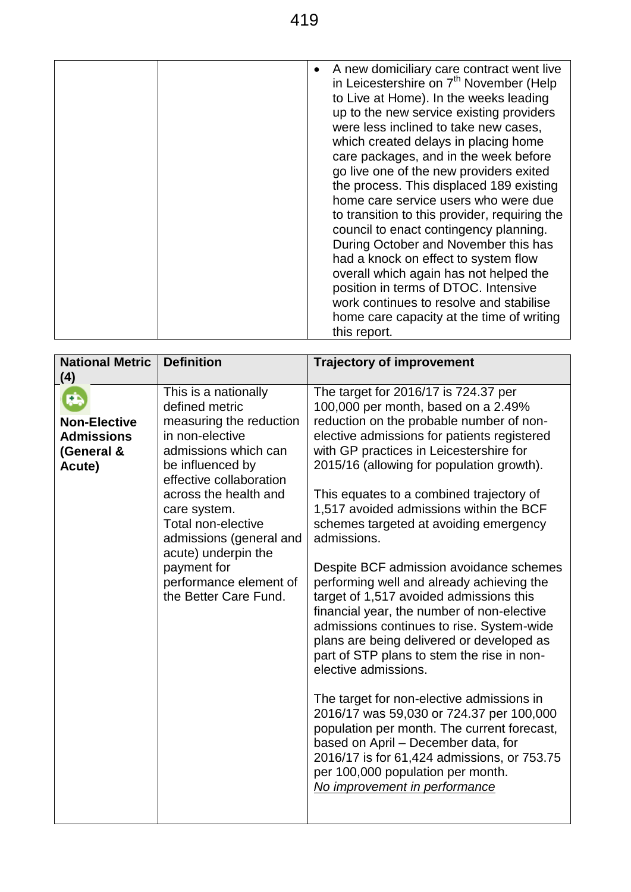| | | |
|---|---|---|
| | | • A new domiciliary care contract went live in Leicestershire on 7th November (Help to Live at Home). In the weeks leading up to the new service existing providers were less inclined to take new cases, which created delays in placing home care packages, and in the week before go live one of the new providers exited the process. This displaced 189 existing home care service users who were due to transition to this provider, requiring the council to enact contingency planning. During October and November this has had a knock on effect to system flow overall which again has not helped the position in terms of DTOC. Intensive work continues to resolve and stabilise home care capacity at the time of writing this report. |

| National Metric (4) | Definition | Trajectory of improvement |
|---|---|---|
| **Non-Elective Admissions (General & Acute)** | This is a nationally defined metric measuring the reduction in non-elective admissions which can be influenced by effective collaboration across the health and care system.<br>Total non-elective admissions (general and acute) underpin the payment for performance element of the Better Care Fund. | The target for 2016/17 is 724.37 per 100,000 per month, based on a 2.49% reduction on the probable number of non-elective admissions for patients registered with GP practices in Leicestershire for 2015/16 (allowing for population growth).<br><br>This equates to a combined trajectory of 1,517 avoided admissions within the BCF schemes targeted at avoiding emergency admissions.<br><br>Despite BCF admission avoidance schemes performing well and already achieving the target of 1,517 avoided admissions this financial year, the number of non-elective admissions continues to rise. System-wide plans are being delivered or developed as part of STP plans to stem the rise in non-elective admissions.<br><br>The target for non-elective admissions in 2016/17 was 59,030 or 724.37 per 100,000 population per month. The current forecast, based on April – December data, for 2016/17 is for 61,424 admissions, or 753.75 per 100,000 population per month.<br>*No improvement in performance* |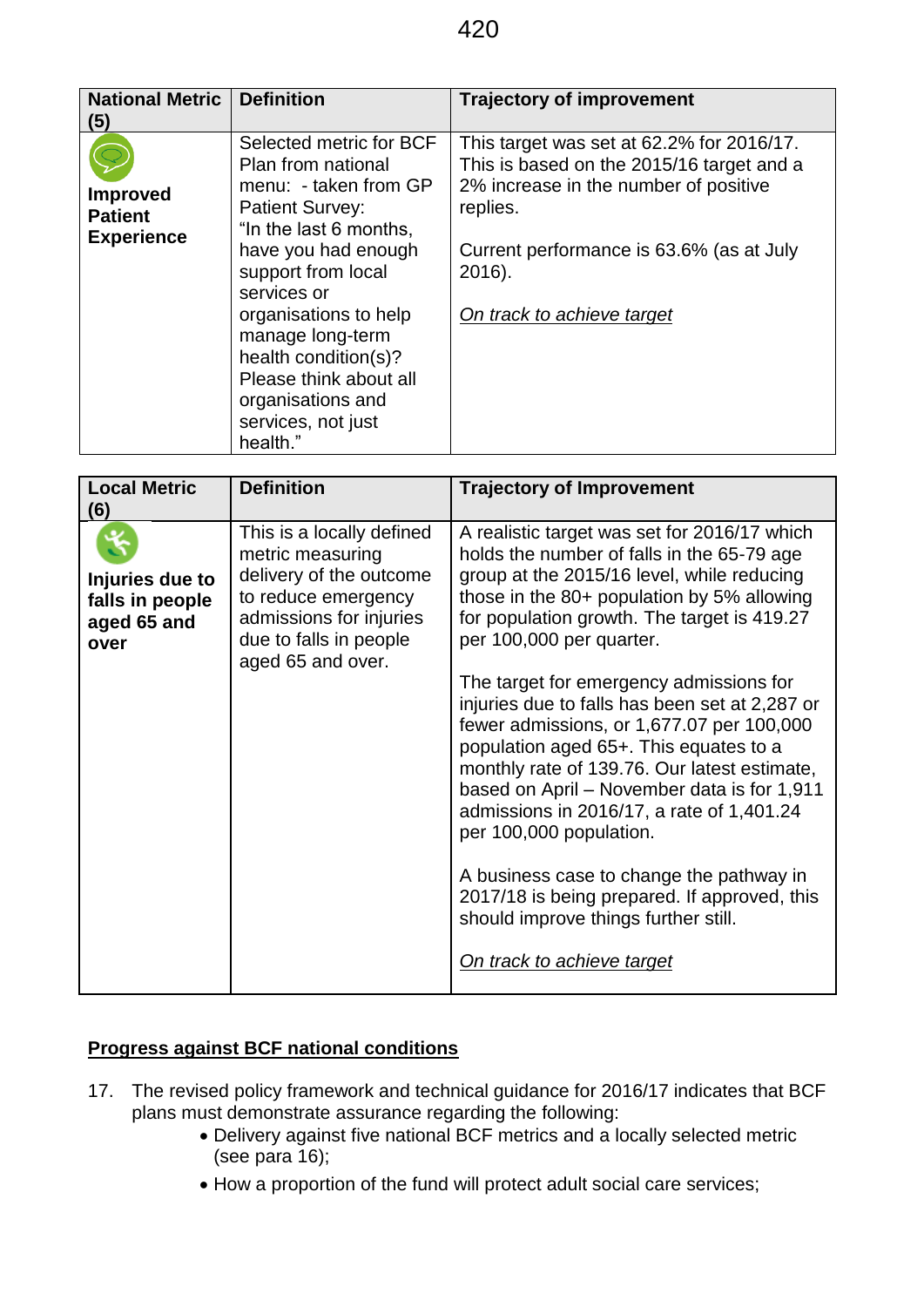| National Metric (5) | Definition | Trajectory of improvement |
|---|---|---|
| **Improved Patient Experience** | Selected metric for BCF Plan from national menu: - taken from GP Patient Survey: "In the last 6 months, have you had enough support from local services or organisations to help manage long-term health condition(s)? Please think about all organisations and services, not just health." | This target was set at 62.2% for 2016/17. This is based on the 2015/16 target and a 2% increase in the number of positive replies.<br><br>Current performance is 63.6% (as at July 2016).<br><br>*On track to achieve target* |

| Local Metric (6) | Definition | Trajectory of Improvement |
|---|---|---|
| **Injuries due to falls in people aged 65 and over** | This is a locally defined metric measuring delivery of the outcome to reduce emergency admissions for injuries due to falls in people aged 65 and over. | A realistic target was set for 2016/17 which holds the number of falls in the 65-79 age group at the 2015/16 level, while reducing those in the 80+ population by 5% allowing for population growth. The target is 419.27 per 100,000 per quarter.<br><br>The target for emergency admissions for injuries due to falls has been set at 2,287 or fewer admissions, or 1,677.07 per 100,000 population aged 65+. This equates to a monthly rate of 139.76. Our latest estimate, based on April – November data is for 1,911 admissions in 2016/17, a rate of 1,401.24 per 100,000 population.<br><br>A business case to change the pathway in 2017/18 is being prepared. If approved, this should improve things further still.<br><br>*On track to achieve target* |

**Progress against BCF national conditions**

17. The revised policy framework and technical guidance for 2016/17 indicates that BCF plans must demonstrate assurance regarding the following:
    - Delivery against five national BCF metrics and a locally selected metric (see para 16);
    - How a proportion of the fund will protect adult social care services;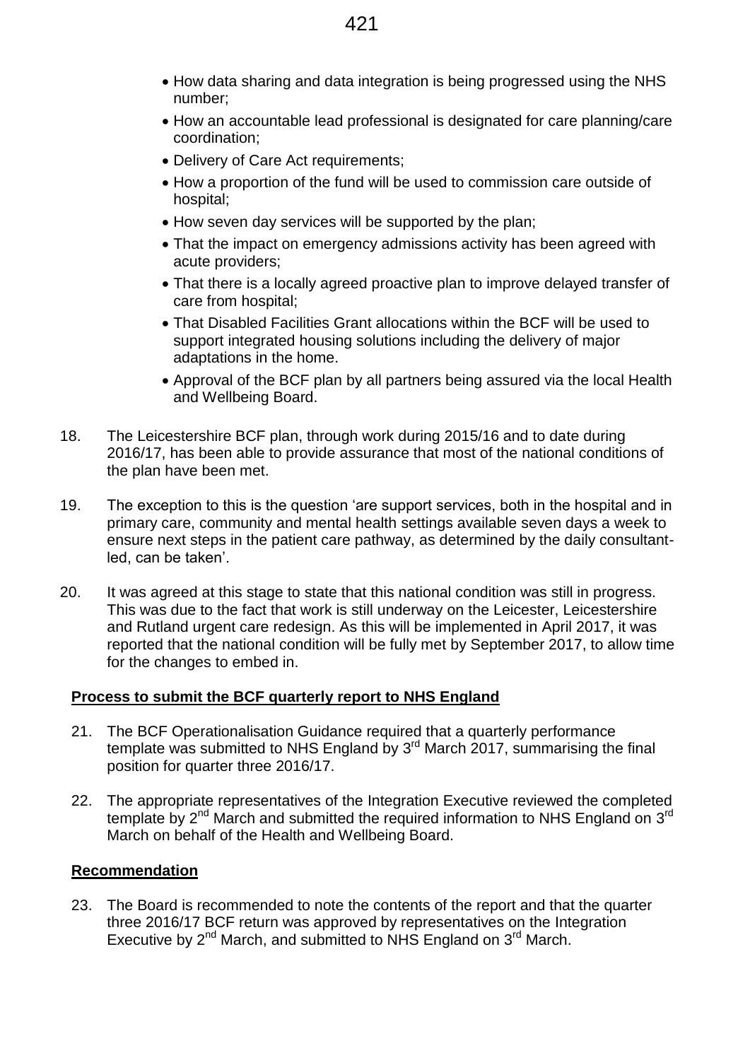- How data sharing and data integration is being progressed using the NHS number;
- How an accountable lead professional is designated for care planning/care coordination;
- Delivery of Care Act requirements;
- How a proportion of the fund will be used to commission care outside of hospital;
- How seven day services will be supported by the plan;
- That the impact on emergency admissions activity has been agreed with acute providers;
- That there is a locally agreed proactive plan to improve delayed transfer of care from hospital;
- That Disabled Facilities Grant allocations within the BCF will be used to support integrated housing solutions including the delivery of major adaptations in the home.
- Approval of the BCF plan by all partners being assured via the local Health and Wellbeing Board.

18. The Leicestershire BCF plan, through work during 2015/16 and to date during 2016/17, has been able to provide assurance that most of the national conditions of the plan have been met.

19. The exception to this is the question 'are support services, both in the hospital and in primary care, community and mental health settings available seven days a week to ensure next steps in the patient care pathway, as determined by the daily consultant-led, can be taken'.

20. It was agreed at this stage to state that this national condition was still in progress. This was due to the fact that work is still underway on the Leicester, Leicestershire and Rutland urgent care redesign. As this will be implemented in April 2017, it was reported that the national condition will be fully met by September 2017, to allow time for the changes to embed in.

**Process to submit the BCF quarterly report to NHS England**

21. The BCF Operationalisation Guidance required that a quarterly performance template was submitted to NHS England by 3rd March 2017, summarising the final position for quarter three 2016/17.

22. The appropriate representatives of the Integration Executive reviewed the completed template by 2nd March and submitted the required information to NHS England on 3rd March on behalf of the Health and Wellbeing Board.

**Recommendation**

23. The Board is recommended to note the contents of the report and that the quarter three 2016/17 BCF return was approved by representatives on the Integration Executive by 2nd March, and submitted to NHS England on 3rd March.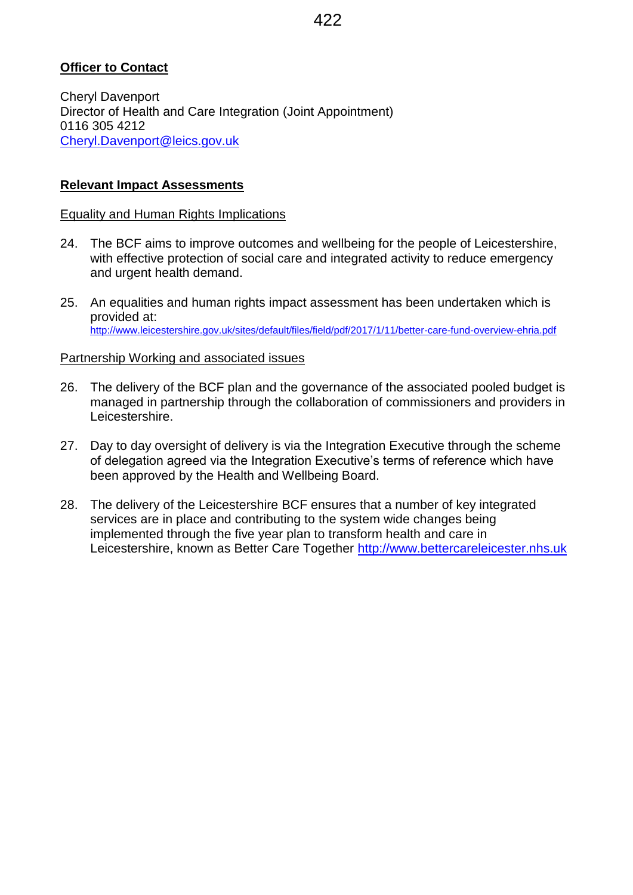**Officer to Contact**

Cheryl Davenport
Director of Health and Care Integration (Joint Appointment)
0116 305 4212
Cheryl.Davenport@leics.gov.uk

**Relevant Impact Assessments**

Equality and Human Rights Implications

24. The BCF aims to improve outcomes and wellbeing for the people of Leicestershire, with effective protection of social care and integrated activity to reduce emergency and urgent health demand.

25. An equalities and human rights impact assessment has been undertaken which is provided at: http://www.leicestershire.gov.uk/sites/default/files/field/pdf/2017/1/11/better-care-fund-overview-ehria.pdf

Partnership Working and associated issues

26. The delivery of the BCF plan and the governance of the associated pooled budget is managed in partnership through the collaboration of commissioners and providers in Leicestershire.

27. Day to day oversight of delivery is via the Integration Executive through the scheme of delegation agreed via the Integration Executive's terms of reference which have been approved by the Health and Wellbeing Board.

28. The delivery of the Leicestershire BCF ensures that a number of key integrated services are in place and contributing to the system wide changes being implemented through the five year plan to transform health and care in Leicestershire, known as Better Care Together http://www.bettercareleicester.nhs.uk